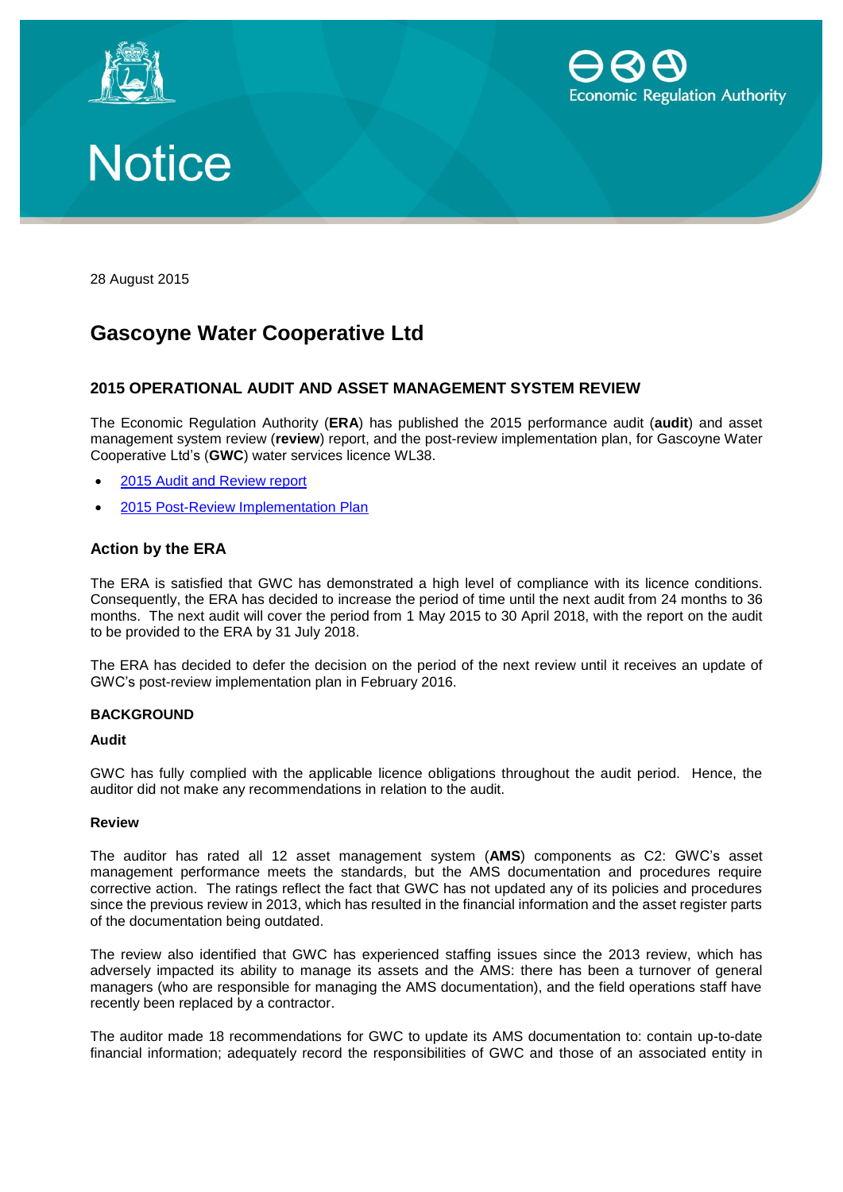Notice

28 August 2015

# Gascoyne Water Cooperative Ltd

## 2015 OPERATIONAL AUDIT AND ASSET MANAGEMENT SYSTEM REVIEW

The Economic Regulation Authority (**ERA**) has published the 2015 performance audit (**audit**) and asset management system review (**review**) report, and the post-review implementation plan, for Gascoyne Water Cooperative Ltd's (**GWC**) water services licence WL38.

- 2015 Audit and Review report
- 2015 Post-Review Implementation Plan

### Action by the ERA

The ERA is satisfied that GWC has demonstrated a high level of compliance with its licence conditions. Consequently, the ERA has decided to increase the period of time until the next audit from 24 months to 36 months. The next audit will cover the period from 1 May 2015 to 30 April 2018, with the report on the audit to be provided to the ERA by 31 July 2018.

The ERA has decided to defer the decision on the period of the next review until it receives an update of GWC's post-review implementation plan in February 2016.

#### BACKGROUND

**Audit**

GWC has fully complied with the applicable licence obligations throughout the audit period. Hence, the auditor did not make any recommendations in relation to the audit.

**Review**

The auditor has rated all 12 asset management system (**AMS**) components as C2: GWC's asset management performance meets the standards, but the AMS documentation and procedures require corrective action. The ratings reflect the fact that GWC has not updated any of its policies and procedures since the previous review in 2013, which has resulted in the financial information and the asset register parts of the documentation being outdated.

The review also identified that GWC has experienced staffing issues since the 2013 review, which has adversely impacted its ability to manage its assets and the AMS: there has been a turnover of general managers (who are responsible for managing the AMS documentation), and the field operations staff have recently been replaced by a contractor.

The auditor made 18 recommendations for GWC to update its AMS documentation to: contain up-to-date financial information; adequately record the responsibilities of GWC and those of an associated entity in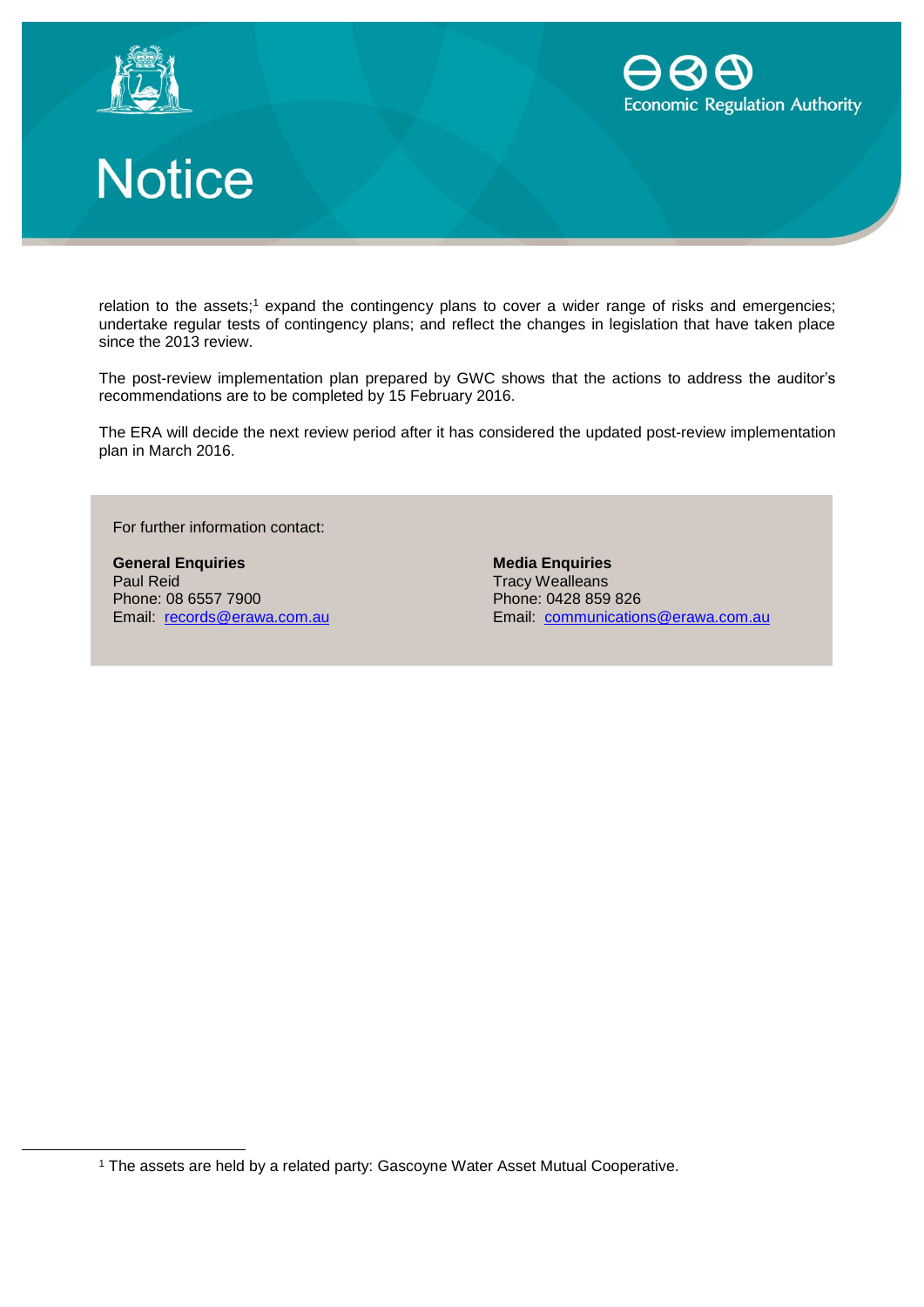# Notice

relation to the assets;[1] expand the contingency plans to cover a wider range of risks and emergencies; undertake regular tests of contingency plans; and reflect the changes in legislation that have taken place since the 2013 review.

The post-review implementation plan prepared by GWC shows that the actions to address the auditor's recommendations are to be completed by 15 February 2016.

The ERA will decide the next review period after it has considered the updated post-review implementation plan in March 2016.

For further information contact:

**General Enquiries**
Paul Reid
Phone: 08 6557 7900
Email: records@erawa.com.au

**Media Enquiries**
Tracy Wealleans
Phone: 0428 859 826
Email: communications@erawa.com.au

[1] The assets are held by a related party: Gascoyne Water Asset Mutual Cooperative.